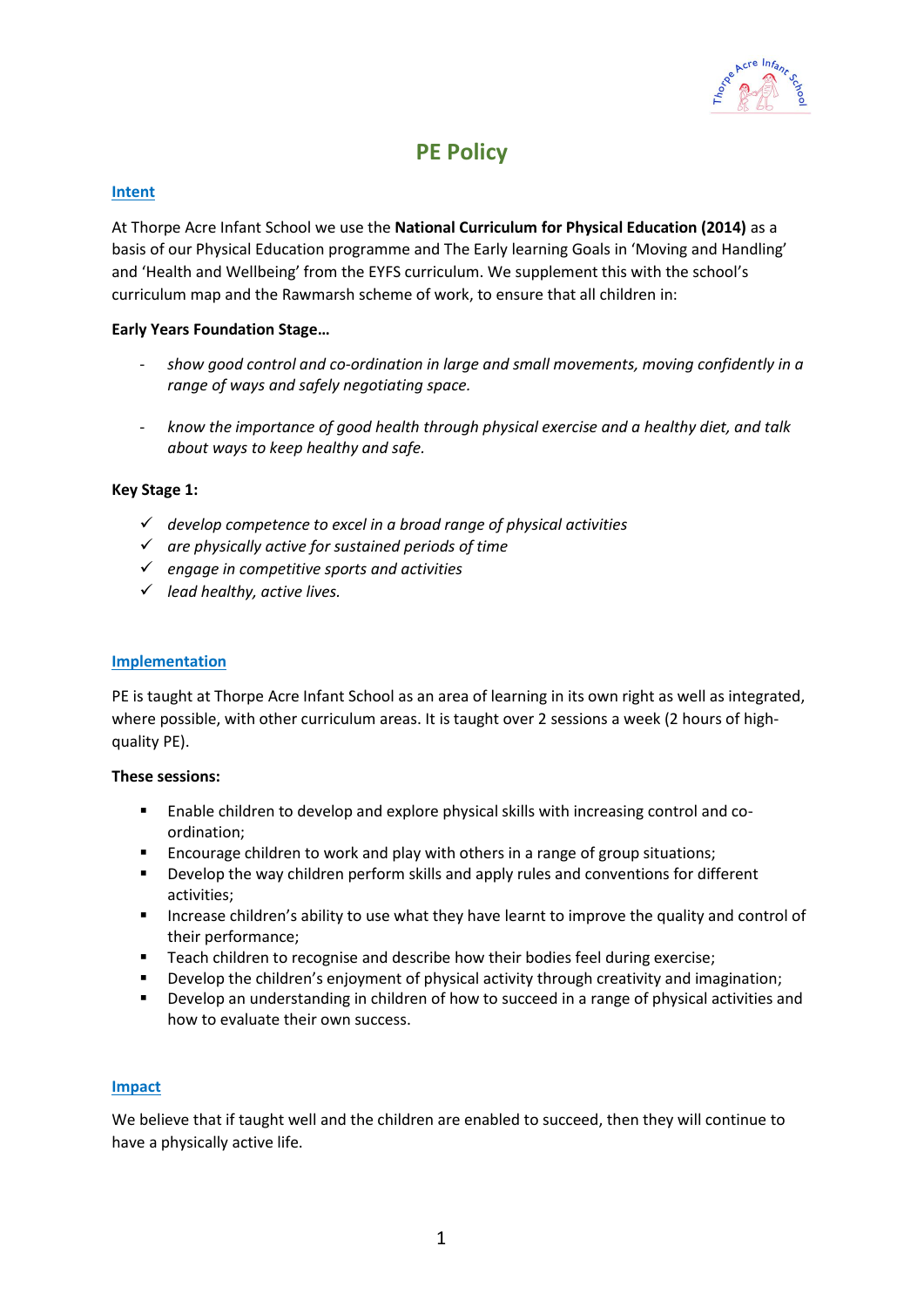# PE Policy

## Intent

At Thorpe Acre Infant School we use the **National Curriculum for Physical Education (2014)** as a basis of our Physical Education programme and The Early learning Goals in 'Moving and Handling' and 'Health and Wellbeing' from the EYFS curriculum. We supplement this with the school's curriculum map and the Rawmarsh scheme of work, to ensure that all children in:

**Early Years Foundation Stage…**

- *show good control and co-ordination in large and small movements, moving confidently in a range of ways and safely negotiating space.*
- *know the importance of good health through physical exercise and a healthy diet, and talk about ways to keep healthy and safe.*

**Key Stage 1:**

- ✓ *develop competence to excel in a broad range of physical activities*
- ✓ *are physically active for sustained periods of time*
- ✓ *engage in competitive sports and activities*
- ✓ *lead healthy, active lives.*

## Implementation

PE is taught at Thorpe Acre Infant School as an area of learning in its own right as well as integrated, where possible, with other curriculum areas. It is taught over 2 sessions a week (2 hours of high-quality PE).

**These sessions:**

- Enable children to develop and explore physical skills with increasing control and co-ordination;
- Encourage children to work and play with others in a range of group situations;
- Develop the way children perform skills and apply rules and conventions for different activities;
- Increase children's ability to use what they have learnt to improve the quality and control of their performance;
- Teach children to recognise and describe how their bodies feel during exercise;
- Develop the children's enjoyment of physical activity through creativity and imagination;
- Develop an understanding in children of how to succeed in a range of physical activities and how to evaluate their own success.

## Impact

We believe that if taught well and the children are enabled to succeed, then they will continue to have a physically active life.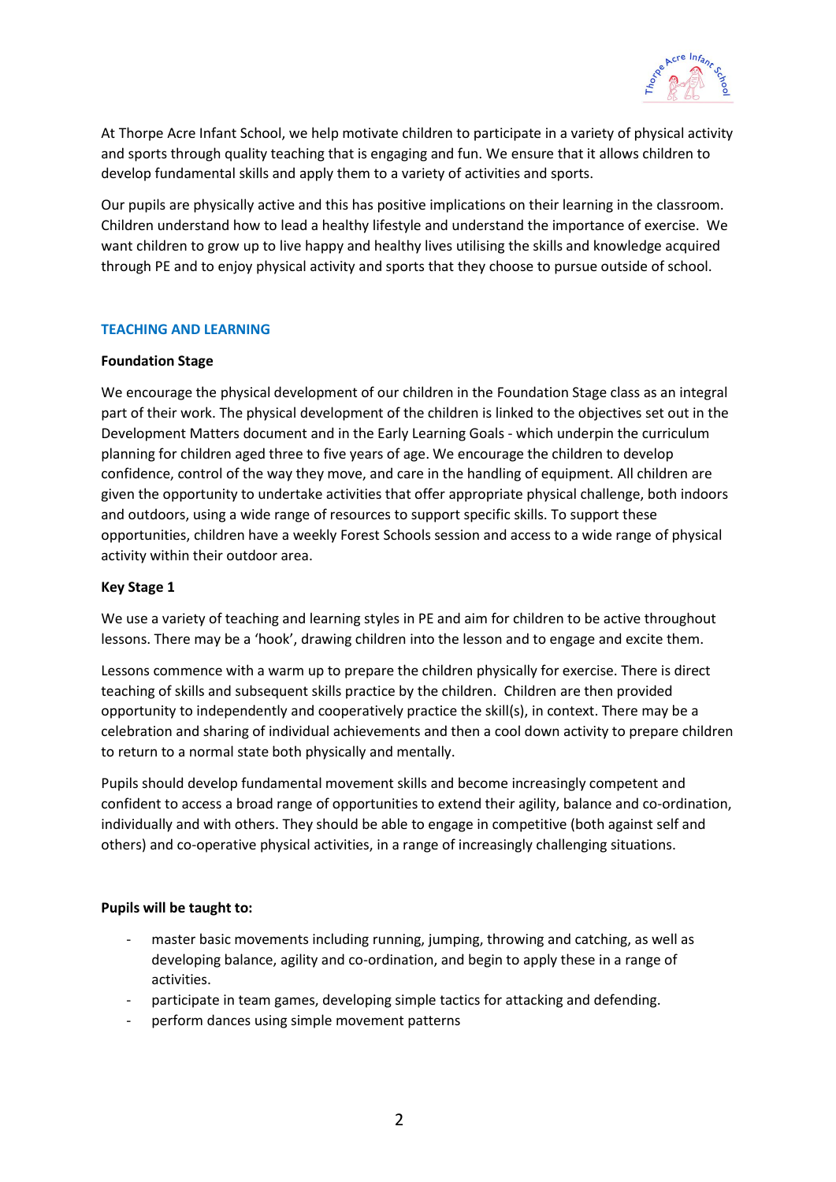At Thorpe Acre Infant School, we help motivate children to participate in a variety of physical activity and sports through quality teaching that is engaging and fun. We ensure that it allows children to develop fundamental skills and apply them to a variety of activities and sports.

Our pupils are physically active and this has positive implications on their learning in the classroom. Children understand how to lead a healthy lifestyle and understand the importance of exercise. We want children to grow up to live happy and healthy lives utilising the skills and knowledge acquired through PE and to enjoy physical activity and sports that they choose to pursue outside of school.

## TEACHING AND LEARNING

**Foundation Stage**

We encourage the physical development of our children in the Foundation Stage class as an integral part of their work. The physical development of the children is linked to the objectives set out in the Development Matters document and in the Early Learning Goals - which underpin the curriculum planning for children aged three to five years of age. We encourage the children to develop confidence, control of the way they move, and care in the handling of equipment. All children are given the opportunity to undertake activities that offer appropriate physical challenge, both indoors and outdoors, using a wide range of resources to support specific skills. To support these opportunities, children have a weekly Forest Schools session and access to a wide range of physical activity within their outdoor area.

**Key Stage 1**

We use a variety of teaching and learning styles in PE and aim for children to be active throughout lessons. There may be a 'hook', drawing children into the lesson and to engage and excite them.

Lessons commence with a warm up to prepare the children physically for exercise. There is direct teaching of skills and subsequent skills practice by the children. Children are then provided opportunity to independently and cooperatively practice the skill(s), in context. There may be a celebration and sharing of individual achievements and then a cool down activity to prepare children to return to a normal state both physically and mentally.

Pupils should develop fundamental movement skills and become increasingly competent and confident to access a broad range of opportunities to extend their agility, balance and co-ordination, individually and with others. They should be able to engage in competitive (both against self and others) and co-operative physical activities, in a range of increasingly challenging situations.

**Pupils will be taught to:**

- master basic movements including running, jumping, throwing and catching, as well as developing balance, agility and co-ordination, and begin to apply these in a range of activities.
- participate in team games, developing simple tactics for attacking and defending.
- perform dances using simple movement patterns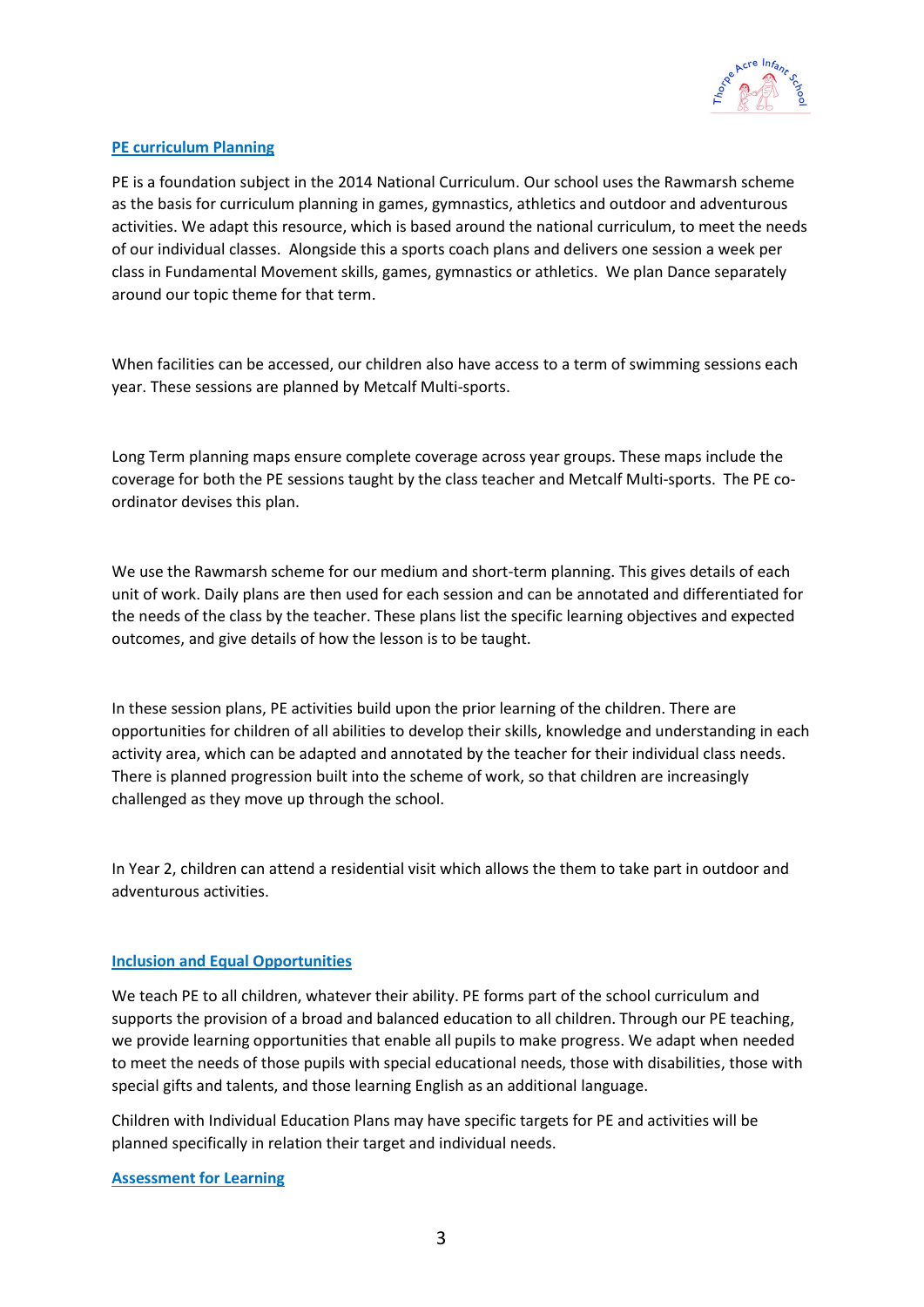## PE curriculum Planning

PE is a foundation subject in the 2014 National Curriculum. Our school uses the Rawmarsh scheme as the basis for curriculum planning in games, gymnastics, athletics and outdoor and adventurous activities. We adapt this resource, which is based around the national curriculum, to meet the needs of our individual classes.  Alongside this a sports coach plans and delivers one session a week per class in Fundamental Movement skills, games, gymnastics or athletics.  We plan Dance separately around our topic theme for that term.

When facilities can be accessed, our children also have access to a term of swimming sessions each year. These sessions are planned by Metcalf Multi-sports.

Long Term planning maps ensure complete coverage across year groups. These maps include the coverage for both the PE sessions taught by the class teacher and Metcalf Multi-sports.  The PE co-ordinator devises this plan.

We use the Rawmarsh scheme for our medium and short-term planning. This gives details of each unit of work. Daily plans are then used for each session and can be annotated and differentiated for the needs of the class by the teacher. These plans list the specific learning objectives and expected outcomes, and give details of how the lesson is to be taught.

In these session plans, PE activities build upon the prior learning of the children. There are opportunities for children of all abilities to develop their skills, knowledge and understanding in each activity area, which can be adapted and annotated by the teacher for their individual class needs. There is planned progression built into the scheme of work, so that children are increasingly challenged as they move up through the school.

In Year 2, children can attend a residential visit which allows the them to take part in outdoor and adventurous activities.

## Inclusion and Equal Opportunities

We teach PE to all children, whatever their ability. PE forms part of the school curriculum and supports the provision of a broad and balanced education to all children. Through our PE teaching, we provide learning opportunities that enable all pupils to make progress. We adapt when needed to meet the needs of those pupils with special educational needs, those with disabilities, those with special gifts and talents, and those learning English as an additional language.

Children with Individual Education Plans may have specific targets for PE and activities will be planned specifically in relation their target and individual needs.

## Assessment for Learning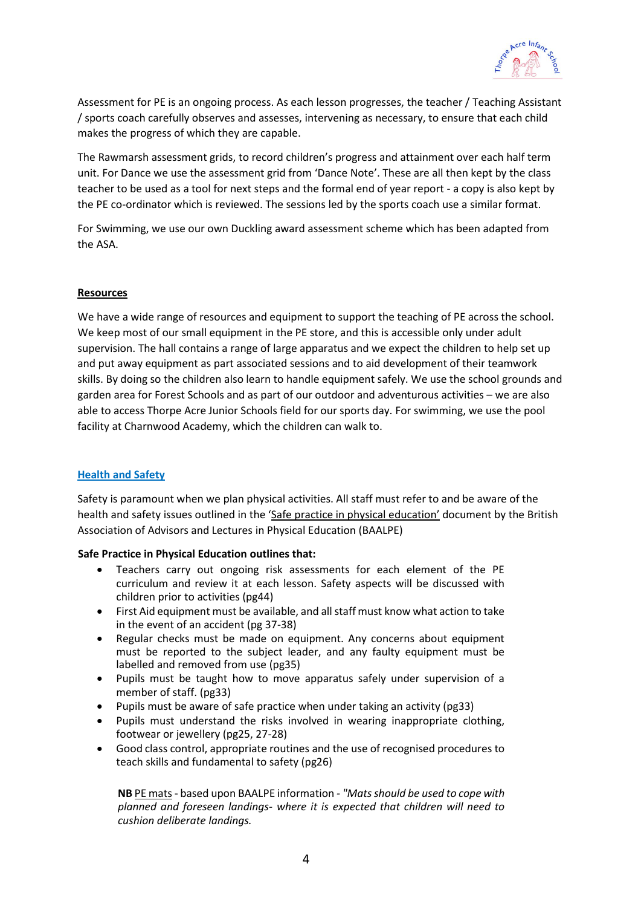Assessment for PE is an ongoing process. As each lesson progresses, the teacher / Teaching Assistant / sports coach carefully observes and assesses, intervening as necessary, to ensure that each child makes the progress of which they are capable.

The Rawmarsh assessment grids, to record children's progress and attainment over each half term unit. For Dance we use the assessment grid from 'Dance Note'. These are all then kept by the class teacher to be used as a tool for next steps and the formal end of year report - a copy is also kept by the PE co-ordinator which is reviewed. The sessions led by the sports coach use a similar format.

For Swimming, we use our own Duckling award assessment scheme which has been adapted from the ASA.

## Resources

We have a wide range of resources and equipment to support the teaching of PE across the school. We keep most of our small equipment in the PE store, and this is accessible only under adult supervision. The hall contains a range of large apparatus and we expect the children to help set up and put away equipment as part associated sessions and to aid development of their teamwork skills. By doing so the children also learn to handle equipment safely. We use the school grounds and garden area for Forest Schools and as part of our outdoor and adventurous activities – we are also able to access Thorpe Acre Junior Schools field for our sports day. For swimming, we use the pool facility at Charnwood Academy, which the children can walk to.

## Health and Safety

Safety is paramount when we plan physical activities. All staff must refer to and be aware of the health and safety issues outlined in the 'Safe practice in physical education' document by the British Association of Advisors and Lectures in Physical Education (BAALPE)

**Safe Practice in Physical Education outlines that:**

- Teachers carry out ongoing risk assessments for each element of the PE curriculum and review it at each lesson. Safety aspects will be discussed with children prior to activities (pg44)
- First Aid equipment must be available, and all staff must know what action to take in the event of an accident (pg 37-38)
- Regular checks must be made on equipment. Any concerns about equipment must be reported to the subject leader, and any faulty equipment must be labelled and removed from use (pg35)
- Pupils must be taught how to move apparatus safely under supervision of a member of staff. (pg33)
- Pupils must be aware of safe practice when under taking an activity (pg33)
- Pupils must understand the risks involved in wearing inappropriate clothing, footwear or jewellery (pg25, 27-28)
- Good class control, appropriate routines and the use of recognised procedures to teach skills and fundamental to safety (pg26)

**NB** PE mats - based upon BAALPE information - *"Mats should be used to cope with planned and foreseen landings- where it is expected that children will need to cushion deliberate landings.*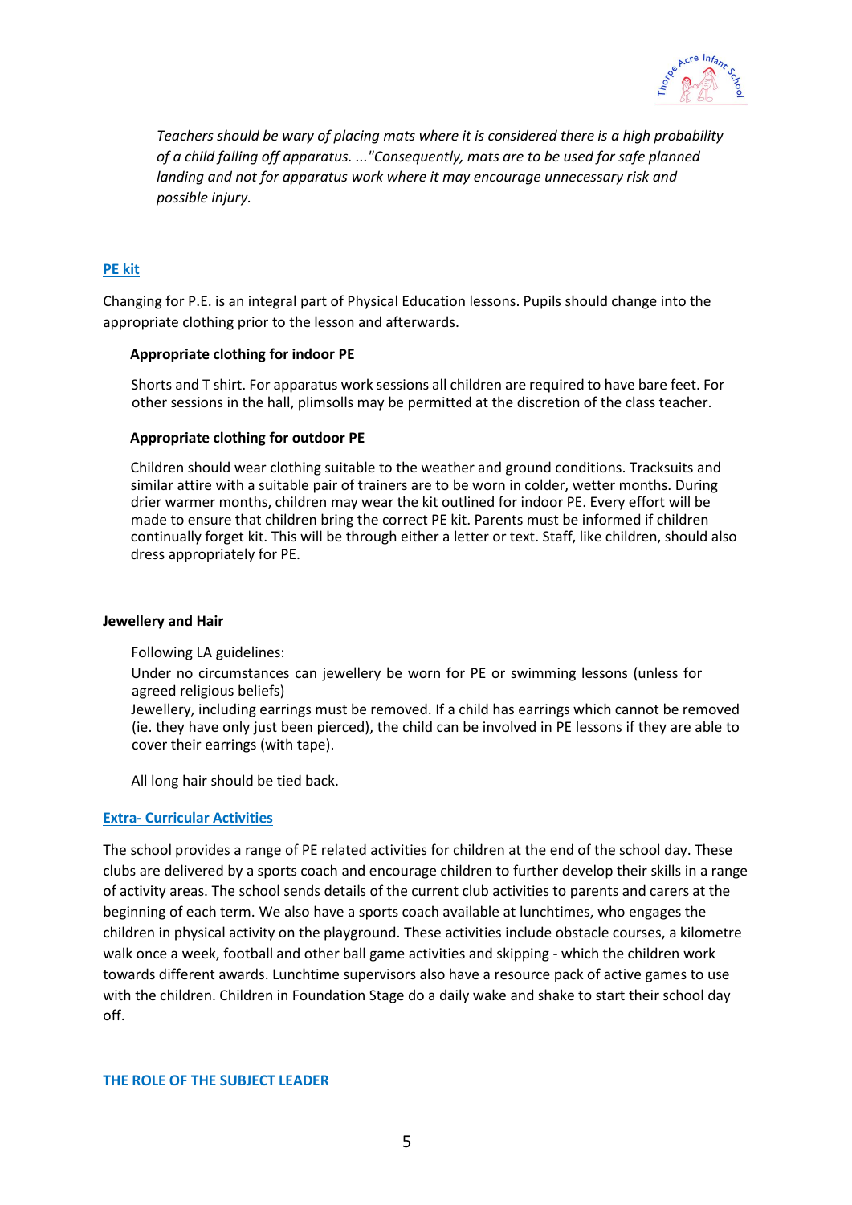*Teachers should be wary of placing mats where it is considered there is a high probability of a child falling off apparatus. ..."Consequently, mats are to be used for safe planned landing and not for apparatus work where it may encourage unnecessary risk and possible injury.*

## PE kit

Changing for P.E. is an integral part of Physical Education lessons. Pupils should change into the appropriate clothing prior to the lesson and afterwards.

### Appropriate clothing for indoor PE

Shorts and T shirt. For apparatus work sessions all children are required to have bare feet. For other sessions in the hall, plimsolls may be permitted at the discretion of the class teacher.

### Appropriate clothing for outdoor PE

Children should wear clothing suitable to the weather and ground conditions. Tracksuits and similar attire with a suitable pair of trainers are to be worn in colder, wetter months. During drier warmer months, children may wear the kit outlined for indoor PE. Every effort will be made to ensure that children bring the correct PE kit. Parents must be informed if children continually forget kit. This will be through either a letter or text. Staff, like children, should also dress appropriately for PE.

### Jewellery and Hair

Following LA guidelines:

Under no circumstances can jewellery be worn for PE or swimming lessons (unless for agreed religious beliefs)

Jewellery, including earrings must be removed. If a child has earrings which cannot be removed (ie. they have only just been pierced), the child can be involved in PE lessons if they are able to cover their earrings (with tape).

All long hair should be tied back.

## Extra- Curricular Activities

The school provides a range of PE related activities for children at the end of the school day. These clubs are delivered by a sports coach and encourage children to further develop their skills in a range of activity areas. The school sends details of the current club activities to parents and carers at the beginning of each term. We also have a sports coach available at lunchtimes, who engages the children in physical activity on the playground. These activities include obstacle courses, a kilometre walk once a week, football and other ball game activities and skipping - which the children work towards different awards. Lunchtime supervisors also have a resource pack of active games to use with the children. Children in Foundation Stage do a daily wake and shake to start their school day off.

## THE ROLE OF THE SUBJECT LEADER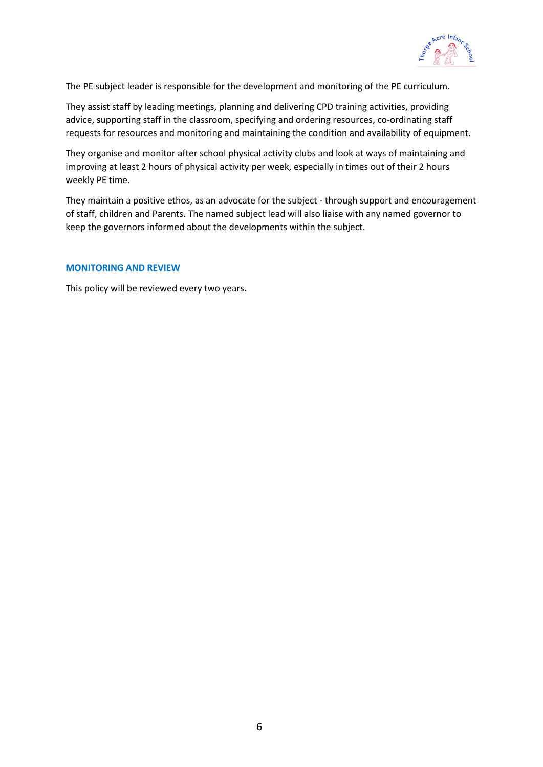The PE subject leader is responsible for the development and monitoring of the PE curriculum.

They assist staff by leading meetings, planning and delivering CPD training activities, providing advice, supporting staff in the classroom, specifying and ordering resources, co-ordinating staff requests for resources and monitoring and maintaining the condition and availability of equipment.

They organise and monitor after school physical activity clubs and look at ways of maintaining and improving at least 2 hours of physical activity per week, especially in times out of their 2 hours weekly PE time.

They maintain a positive ethos, as an advocate for the subject - through support and encouragement of staff, children and Parents. The named subject lead will also liaise with any named governor to keep the governors informed about the developments within the subject.

## MONITORING AND REVIEW

This policy will be reviewed every two years.